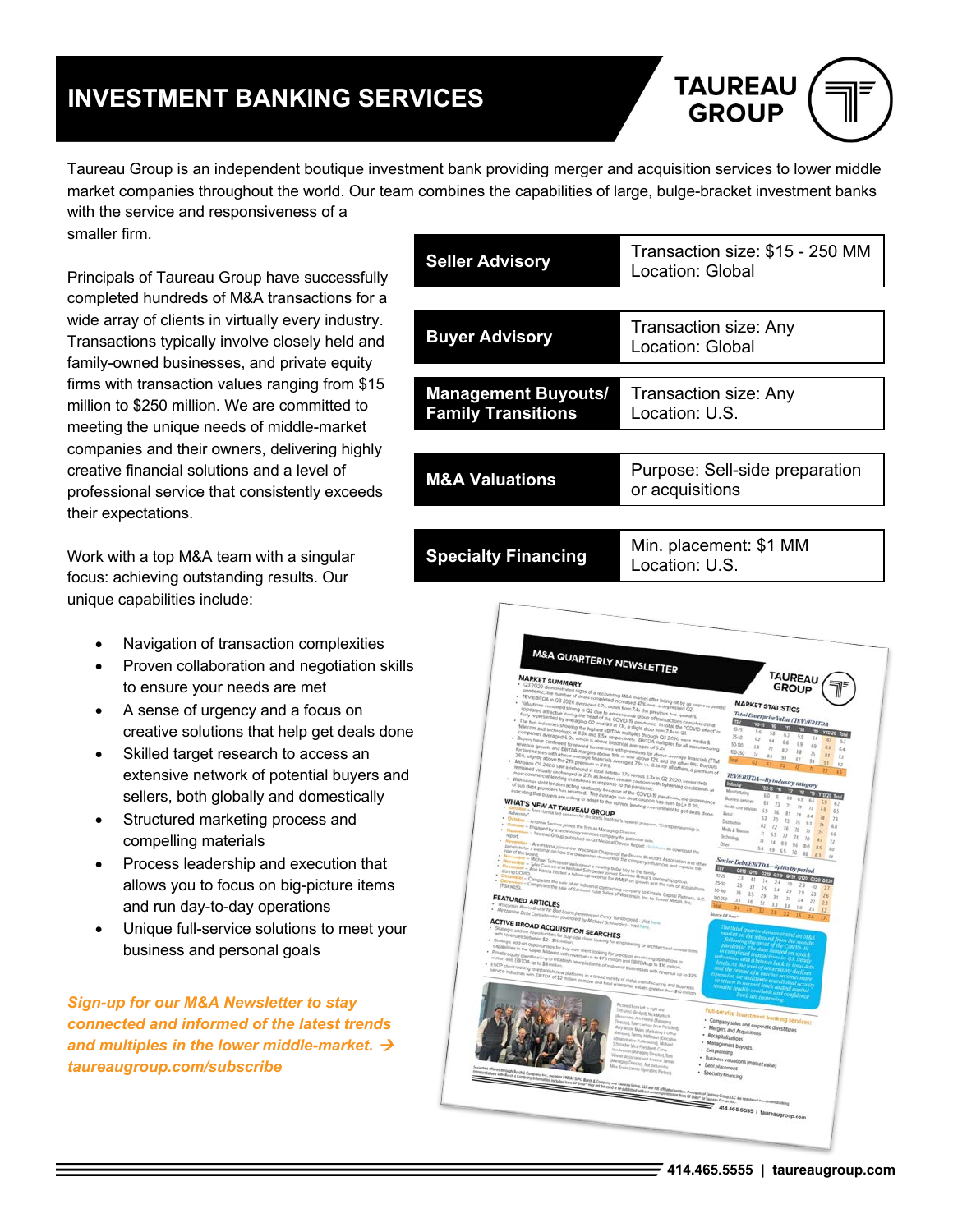# INVESTMENT BANKING SERVICES

**TAUREAU GROUP**

Taureau Group is an independent boutique investment bank providing merger and acquisition services to lower middle market companies throughout the world. Our team combines the capabilities of large, bulge-bracket investment banks with the service and responsiveness of a smaller firm.

Principals of Taureau Group have successfully completed hundreds of M&A transactions for a wide array of clients in virtually every industry. Transactions typically involve closely held and family-owned businesses, and private equity firms with transaction values ranging from $15 million to $250 million. We are committed to meeting the unique needs of middle-market companies and their owners, delivering highly creative financial solutions and a level of professional service that consistently exceeds their expectations.

| Service | Details |
|---|---|
| **Seller Advisory** | Transaction size: $15 - 250 MM<br>Location: Global |
| **Buyer Advisory** | Transaction size: Any<br>Location: Global |
| **Management Buyouts/ Family Transitions** | Transaction size: Any<br>Location: U.S. |
| **M&A Valuations** | Purpose: Sell-side preparation or acquisitions |
| **Specialty Financing** | Min. placement: $1 MM<br>Location: U.S. |

Work with a top M&A team with a singular focus: achieving outstanding results. Our unique capabilities include:

- Navigation of transaction complexities
- Proven collaboration and negotiation skills to ensure your needs are met
- A sense of urgency and a focus on creative solutions that help get deals done
- Skilled target research to access an extensive network of potential buyers and sellers, both globally and domestically
- Structured marketing process and compelling materials
- Process leadership and execution that allows you to focus on big-picture items and run day-to-day operations
- Unique full-service solutions to meet your business and personal goals

***Sign-up for our M&A Newsletter to stay connected and informed of the latest trends and multiples in the lower middle-market. → taureaugroup.com/subscribe***

414.465.5555 | taureaugroup.com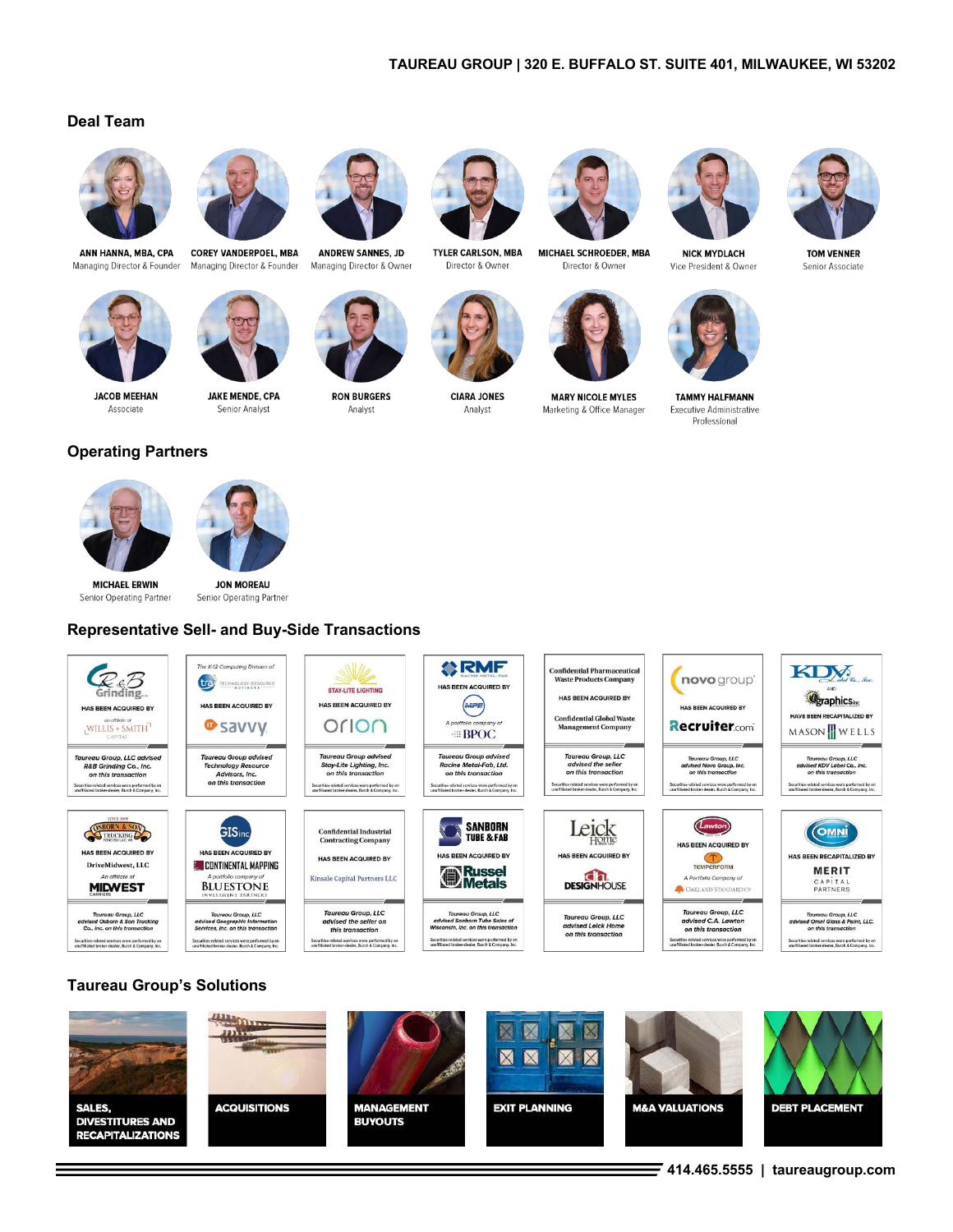TAUREAU GROUP | 320 E. BUFFALO ST. SUITE 401, MILWAUKEE, WI 53202

## Deal Team

**ANN HANNA, MBA, CPA**
Managing Director & Founder

**COREY VANDERPOEL, MBA**
Managing Director & Founder

**ANDREW SANNES, JD**
Managing Director & Owner

**TYLER CARLSON, MBA**
Director & Owner

**MICHAEL SCHROEDER, MBA**
Director & Owner

**NICK MYDLACH**
Vice President & Owner

**TOM VENNER**
Senior Associate

**JACOB MEEHAN**
Associate

**JAKE MENDE, CPA**
Senior Analyst

**RON BURGERS**
Analyst

**CIARA JONES**
Analyst

**MARY NICOLE MYLES**
Marketing & Office Manager

**TAMMY HALFMANN**
Executive Administrative Professional

## Operating Partners

**MICHAEL ERWIN**
Senior Operating Partner

**JON MOREAU**
Senior Operating Partner

## Representative Sell- and Buy-Side Transactions

- R&B Grinding Co., Inc. HAS BEEN ACQUIRED BY an affiliate of Willis + Smith Capital — Taureau Group, LLC advised R&B Grinding Co., Inc. on this transaction
- The K-12 Computing Division of Technology Resource Advisors HAS BEEN ACQUIRED BY savvy — Taureau Group advised Technology Resource Advisors, Inc. on this transaction
- Stay-Lite Lighting HAS BEEN ACQUIRED BY Orion — Taureau Group advised Stay-Lite Lighting, Inc. on this transaction
- RMF Racine Metal-Fab HAS BEEN ACQUIRED BY MPE, A portfolio company of BPOC — Taureau Group advised Racine Metal-Fab, Ltd. on this transaction
- Confidential Pharmaceutical Waste Products Company HAS BEEN ACQUIRED BY Confidential Global Waste Management Company — Taureau Group, LLC advised the seller on this transaction
- novo group HAS BEEN ACQUIRED BY Recruiter.com — Taureau Group, LLC advised Nova Group, Inc. on this transaction
- KDV Label Co., Inc. AND Graphics Inc HAVE BEEN RECAPITALIZED BY Mason Wells — Taureau Group, LLC advised KDV Label Co., Inc. on this transaction
- Osborn & Son Trucking HAS BEEN ACQUIRED BY DriveMidwest, LLC, An affiliate of Midwest Carriers — Taureau Group, LLC advised Osborn & Son Trucking Co., Inc. on this transaction
- GIS Inc. HAS BEEN ACQUIRED BY Continental Mapping, A portfolio company of Bluestone Investment Partners — Taureau Group, LLC advised Geographic Information Services, Inc. on this transaction
- Confidential Industrial Contracting Company HAS BEEN ACQUIRED BY Kinsale Capital Partners LLC — Taureau Group, LLC advised the seller on this transaction
- Sanborn Tube & Fab HAS BEEN ACQUIRED BY Russel Metals — Taureau Group, LLC advised Sanborn Tube Sales of Wisconsin, Inc. on this transaction
- Leick Home HAS BEEN ACQUIRED BY DesignHouse — Taureau Group, LLC advised Leick Home on this transaction
- Lawton HAS BEEN ACQUIRED BY Temperform, A Portfolio Company of Oakland Standard Co — Taureau Group, LLC advised C.A. Lawton on this transaction
- Omni HAS BEEN RECAPITALIZED BY Merit Capital Partners — Taureau Group, LLC advised Omni Glass & Paint, LLC on this transaction

Securities-related services were performed by an unaffiliated broker-dealer, Burch & Company, Inc.

## Taureau Group's Solutions

- SALES, DIVESTITURES AND RECAPITALIZATIONS
- ACQUISITIONS
- MANAGEMENT BUYOUTS
- EXIT PLANNING
- M&A VALUATIONS
- DEBT PLACEMENT

414.465.5555 | taureaugroup.com